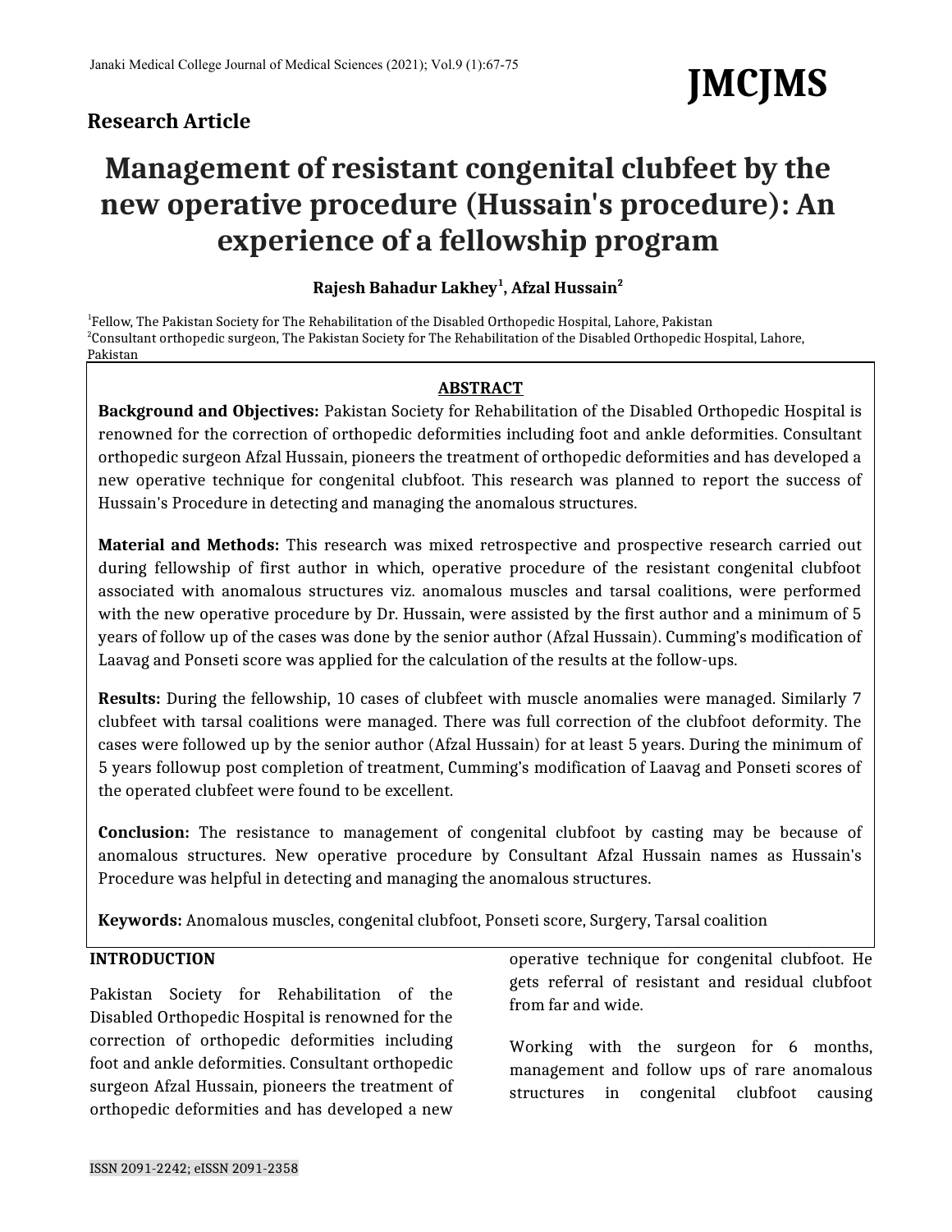Research Article

# Management of resistant congenital clubfeet by the new operative procedure (Hussain's procedure): An experience of a fellowship program

**Rajesh Bahadur Lakhey[1], Afzal Hussain[2]**

[1]Fellow, The Pakistan Society for The Rehabilitation of the Disabled Orthopedic Hospital, Lahore, Pakistan
[2]Consultant orthopedic surgeon, The Pakistan Society for The Rehabilitation of the Disabled Orthopedic Hospital, Lahore, Pakistan

## ABSTRACT

**Background and Objectives:** Pakistan Society for Rehabilitation of the Disabled Orthopedic Hospital is renowned for the correction of orthopedic deformities including foot and ankle deformities. Consultant orthopedic surgeon Afzal Hussain, pioneers the treatment of orthopedic deformities and has developed a new operative technique for congenital clubfoot. This research was planned to report the success of Hussain's Procedure in detecting and managing the anomalous structures.

**Material and Methods:** This research was mixed retrospective and prospective research carried out during fellowship of first author in which, operative procedure of the resistant congenital clubfoot associated with anomalous structures viz. anomalous muscles and tarsal coalitions, were performed with the new operative procedure by Dr. Hussain, were assisted by the first author and a minimum of 5 years of follow up of the cases was done by the senior author (Afzal Hussain). Cumming's modification of Laavag and Ponseti score was applied for the calculation of the results at the follow-ups.

**Results:** During the fellowship, 10 cases of clubfeet with muscle anomalies were managed. Similarly 7 clubfeet with tarsal coalitions were managed. There was full correction of the clubfoot deformity. The cases were followed up by the senior author (Afzal Hussain) for at least 5 years. During the minimum of 5 years followup post completion of treatment, Cumming's modification of Laavag and Ponseti scores of the operated clubfeet were found to be excellent.

**Conclusion:** The resistance to management of congenital clubfoot by casting may be because of anomalous structures. New operative procedure by Consultant Afzal Hussain names as Hussain's Procedure was helpful in detecting and managing the anomalous structures.

**Keywords:** Anomalous muscles, congenital clubfoot, Ponseti score, Surgery, Tarsal coalition

## INTRODUCTION

Pakistan Society for Rehabilitation of the Disabled Orthopedic Hospital is renowned for the correction of orthopedic deformities including foot and ankle deformities. Consultant orthopedic surgeon Afzal Hussain, pioneers the treatment of orthopedic deformities and has developed a new operative technique for congenital clubfoot. He gets referral of resistant and residual clubfoot from far and wide.

Working with the surgeon for 6 months, management and follow ups of rare anomalous structures in congenital clubfoot causing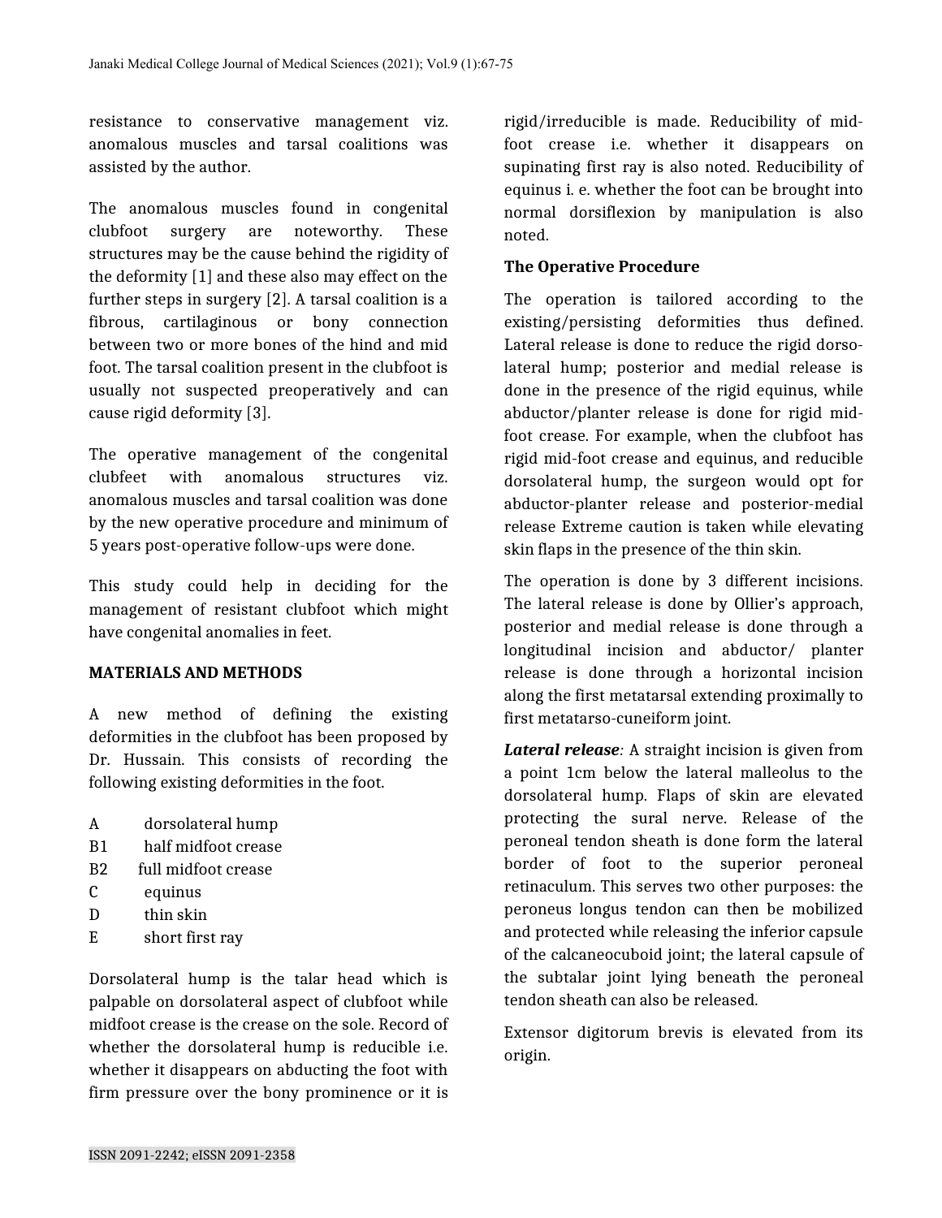resistance to conservative management viz. anomalous muscles and tarsal coalitions was assisted by the author.

The anomalous muscles found in congenital clubfoot surgery are noteworthy. These structures may be the cause behind the rigidity of the deformity [1] and these also may effect on the further steps in surgery [2]. A tarsal coalition is a fibrous, cartilaginous or bony connection between two or more bones of the hind and mid foot. The tarsal coalition present in the clubfoot is usually not suspected preoperatively and can cause rigid deformity [3].

The operative management of the congenital clubfeet with anomalous structures viz. anomalous muscles and tarsal coalition was done by the new operative procedure and minimum of 5 years post-operative follow-ups were done.

This study could help in deciding for the management of resistant clubfoot which might have congenital anomalies in feet.

## MATERIALS AND METHODS

A new method of defining the existing deformities in the clubfoot has been proposed by Dr. Hussain. This consists of recording the following existing deformities in the foot.

A  dorsolateral hump
B1  half midfoot crease
B2  full midfoot crease
C  equinus
D  thin skin
E  short first ray

Dorsolateral hump is the talar head which is palpable on dorsolateral aspect of clubfoot while midfoot crease is the crease on the sole. Record of whether the dorsolateral hump is reducible i.e. whether it disappears on abducting the foot with firm pressure over the bony prominence or it is rigid/irreducible is made. Reducibility of mid-foot crease i.e. whether it disappears on supinating first ray is also noted. Reducibility of equinus i. e. whether the foot can be brought into normal dorsiflexion by manipulation is also noted.

### The Operative Procedure

The operation is tailored according to the existing/persisting deformities thus defined. Lateral release is done to reduce the rigid dorso-lateral hump; posterior and medial release is done in the presence of the rigid equinus, while abductor/planter release is done for rigid mid-foot crease. For example, when the clubfoot has rigid mid-foot crease and equinus, and reducible dorsolateral hump, the surgeon would opt for abductor-planter release and posterior-medial release Extreme caution is taken while elevating skin flaps in the presence of the thin skin.

The operation is done by 3 different incisions. The lateral release is done by Ollier's approach, posterior and medial release is done through a longitudinal incision and abductor/ planter release is done through a horizontal incision along the first metatarsal extending proximally to first metatarso-cuneiform joint.

***Lateral release***: A straight incision is given from a point 1cm below the lateral malleolus to the dorsolateral hump. Flaps of skin are elevated protecting the sural nerve. Release of the peroneal tendon sheath is done form the lateral border of foot to the superior peroneal retinaculum. This serves two other purposes: the peroneus longus tendon can then be mobilized and protected while releasing the inferior capsule of the calcaneocuboid joint; the lateral capsule of the subtalar joint lying beneath the peroneal tendon sheath can also be released.

Extensor digitorum brevis is elevated from its origin.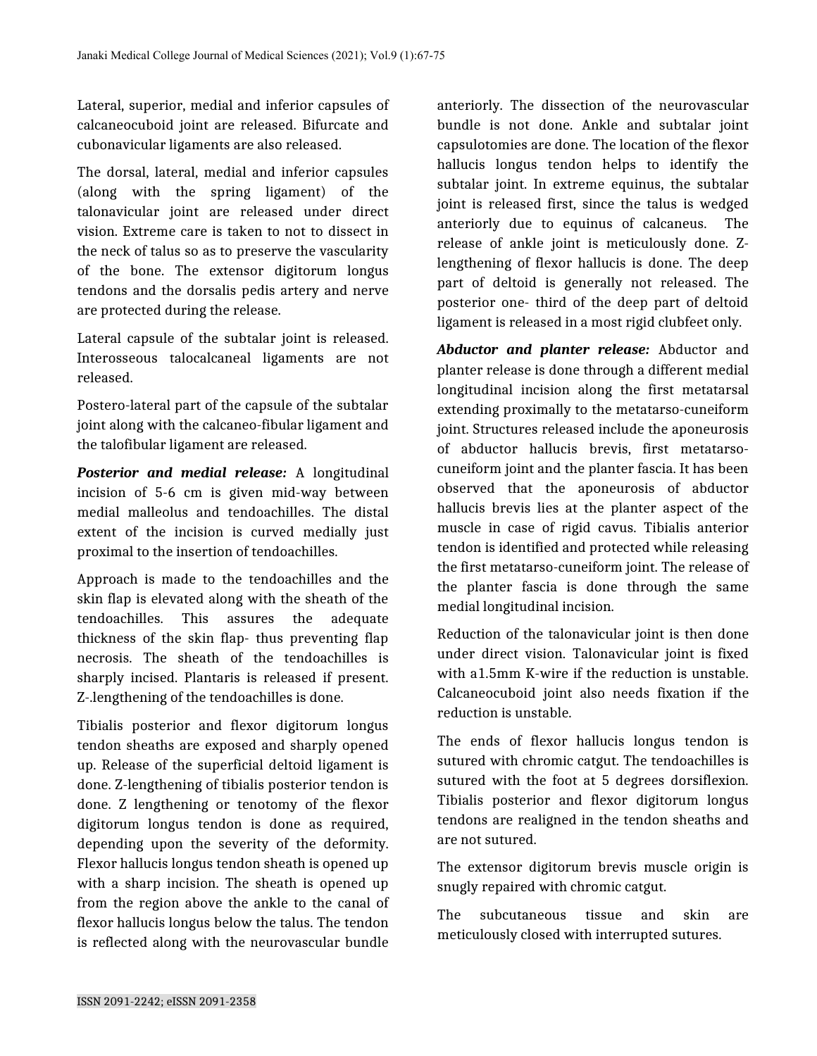Lateral, superior, medial and inferior capsules of calcaneocuboid joint are released. Bifurcate and cubonavicular ligaments are also released.

The dorsal, lateral, medial and inferior capsules (along with the spring ligament) of the talonavicular joint are released under direct vision. Extreme care is taken to not to dissect in the neck of talus so as to preserve the vascularity of the bone. The extensor digitorum longus tendons and the dorsalis pedis artery and nerve are protected during the release.

Lateral capsule of the subtalar joint is released. Interosseous talocalcaneal ligaments are not released.

Postero-lateral part of the capsule of the subtalar joint along with the calcaneo-fibular ligament and the talofibular ligament are released.

***Posterior and medial release:*** A longitudinal incision of 5-6 cm is given mid-way between medial malleolus and tendoachilles. The distal extent of the incision is curved medially just proximal to the insertion of tendoachilles.

Approach is made to the tendoachilles and the skin flap is elevated along with the sheath of the tendoachilles. This assures the adequate thickness of the skin flap- thus preventing flap necrosis. The sheath of the tendoachilles is sharply incised. Plantaris is released if present. Z-.lengthening of the tendoachilles is done.

Tibialis posterior and flexor digitorum longus tendon sheaths are exposed and sharply opened up. Release of the superficial deltoid ligament is done. Z-lengthening of tibialis posterior tendon is done. Z lengthening or tenotomy of the flexor digitorum longus tendon is done as required, depending upon the severity of the deformity. Flexor hallucis longus tendon sheath is opened up with a sharp incision. The sheath is opened up from the region above the ankle to the canal of flexor hallucis longus below the talus. The tendon is reflected along with the neurovascular bundle anteriorly. The dissection of the neurovascular bundle is not done. Ankle and subtalar joint capsulotomies are done. The location of the flexor hallucis longus tendon helps to identify the subtalar joint. In extreme equinus, the subtalar joint is released first, since the talus is wedged anteriorly due to equinus of calcaneus. The release of ankle joint is meticulously done. Z-lengthening of flexor hallucis is done. The deep part of deltoid is generally not released. The posterior one- third of the deep part of deltoid ligament is released in a most rigid clubfeet only.

***Abductor and planter release:*** Abductor and planter release is done through a different medial longitudinal incision along the first metatarsal extending proximally to the metatarso-cuneiform joint. Structures released include the aponeurosis of abductor hallucis brevis, first metatarso-cuneiform joint and the planter fascia. It has been observed that the aponeurosis of abductor hallucis brevis lies at the planter aspect of the muscle in case of rigid cavus. Tibialis anterior tendon is identified and protected while releasing the first metatarso-cuneiform joint. The release of the planter fascia is done through the same medial longitudinal incision.

Reduction of the talonavicular joint is then done under direct vision. Talonavicular joint is fixed with a1.5mm K-wire if the reduction is unstable. Calcaneocuboid joint also needs fixation if the reduction is unstable.

The ends of flexor hallucis longus tendon is sutured with chromic catgut. The tendoachilles is sutured with the foot at 5 degrees dorsiflexion. Tibialis posterior and flexor digitorum longus tendons are realigned in the tendon sheaths and are not sutured.

The extensor digitorum brevis muscle origin is snugly repaired with chromic catgut.

The subcutaneous tissue and skin are meticulously closed with interrupted sutures.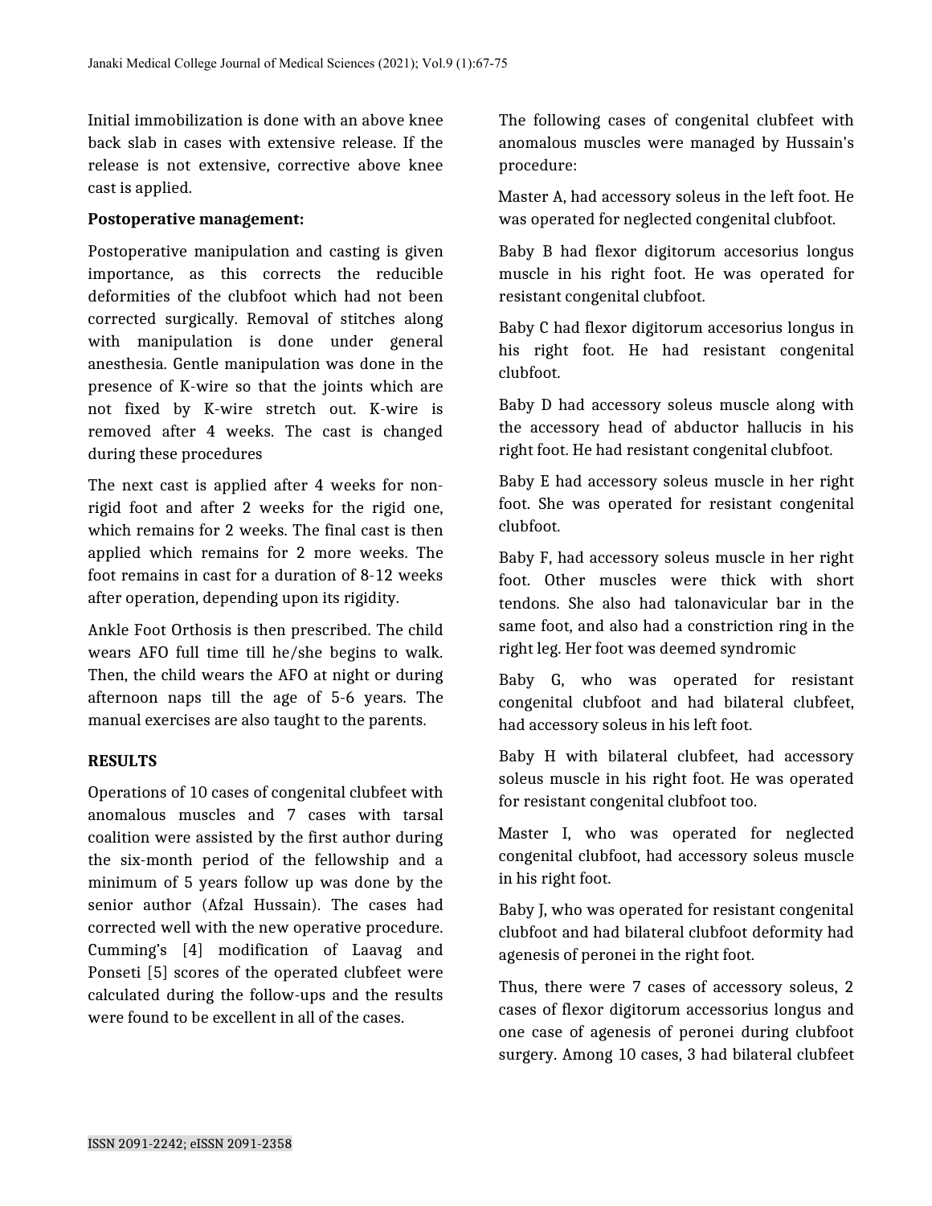Initial immobilization is done with an above knee back slab in cases with extensive release. If the release is not extensive, corrective above knee cast is applied.

**Postoperative management:**

Postoperative manipulation and casting is given importance, as this corrects the reducible deformities of the clubfoot which had not been corrected surgically. Removal of stitches along with manipulation is done under general anesthesia. Gentle manipulation was done in the presence of K-wire so that the joints which are not fixed by K-wire stretch out. K-wire is removed after 4 weeks. The cast is changed during these procedures

The next cast is applied after 4 weeks for non-rigid foot and after 2 weeks for the rigid one, which remains for 2 weeks. The final cast is then applied which remains for 2 more weeks. The foot remains in cast for a duration of 8-12 weeks after operation, depending upon its rigidity.

Ankle Foot Orthosis is then prescribed. The child wears AFO full time till he/she begins to walk. Then, the child wears the AFO at night or during afternoon naps till the age of 5-6 years. The manual exercises are also taught to the parents.

## RESULTS

Operations of 10 cases of congenital clubfeet with anomalous muscles and 7 cases with tarsal coalition were assisted by the first author during the six-month period of the fellowship and a minimum of 5 years follow up was done by the senior author (Afzal Hussain). The cases had corrected well with the new operative procedure. Cumming's [4] modification of Laavag and Ponseti [5] scores of the operated clubfeet were calculated during the follow-ups and the results were found to be excellent in all of the cases.

The following cases of congenital clubfeet with anomalous muscles were managed by Hussain's procedure:

Master A, had accessory soleus in the left foot. He was operated for neglected congenital clubfoot.

Baby B had flexor digitorum accesorius longus muscle in his right foot. He was operated for resistant congenital clubfoot.

Baby C had flexor digitorum accesorius longus in his right foot. He had resistant congenital clubfoot.

Baby D had accessory soleus muscle along with the accessory head of abductor hallucis in his right foot. He had resistant congenital clubfoot.

Baby E had accessory soleus muscle in her right foot. She was operated for resistant congenital clubfoot.

Baby F, had accessory soleus muscle in her right foot. Other muscles were thick with short tendons. She also had talonavicular bar in the same foot, and also had a constriction ring in the right leg. Her foot was deemed syndromic

Baby G, who was operated for resistant congenital clubfoot and had bilateral clubfeet, had accessory soleus in his left foot.

Baby H with bilateral clubfeet, had accessory soleus muscle in his right foot. He was operated for resistant congenital clubfoot too.

Master I, who was operated for neglected congenital clubfoot, had accessory soleus muscle in his right foot.

Baby J, who was operated for resistant congenital clubfoot and had bilateral clubfoot deformity had agenesis of peronei in the right foot.

Thus, there were 7 cases of accessory soleus, 2 cases of flexor digitorum accessorius longus and one case of agenesis of peronei during clubfoot surgery. Among 10 cases, 3 had bilateral clubfeet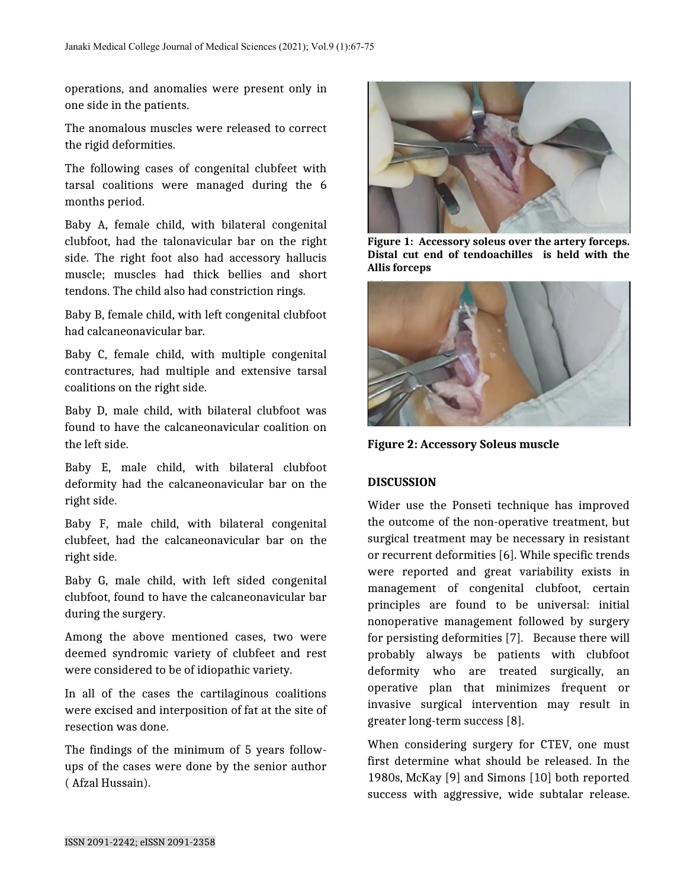operations, and anomalies were present only in one side in the patients.

The anomalous muscles were released to correct the rigid deformities.

The following cases of congenital clubfeet with tarsal coalitions were managed during the 6 months period.

Baby A, female child, with bilateral congenital clubfoot, had the talonavicular bar on the right side. The right foot also had accessory hallucis muscle; muscles had thick bellies and short tendons. The child also had constriction rings.

Baby B, female child, with left congenital clubfoot had calcaneonavicular bar.

Baby C, female child, with multiple congenital contractures, had multiple and extensive tarsal coalitions on the right side.

Baby D, male child, with bilateral clubfoot was found to have the calcaneonavicular coalition on the left side.

Baby E, male child, with bilateral clubfoot deformity had the calcaneonavicular bar on the right side.

Baby F, male child, with bilateral congenital clubfeet, had the calcaneonavicular bar on the right side.

Baby G, male child, with left sided congenital clubfoot, found to have the calcaneonavicular bar during the surgery.

Among the above mentioned cases, two were deemed syndromic variety of clubfeet and rest were considered to be of idiopathic variety.

In all of the cases the cartilaginous coalitions were excised and interposition of fat at the site of resection was done.

The findings of the minimum of 5 years follow-ups of the cases were done by the senior author ( Afzal Hussain).

**Figure 1: Accessory soleus over the artery forceps. Distal cut end of tendoachilles is held with the Allis forceps**

**Figure 2: Accessory Soleus muscle**

## DISCUSSION

Wider use the Ponseti technique has improved the outcome of the non-operative treatment, but surgical treatment may be necessary in resistant or recurrent deformities [6]. While specific trends were reported and great variability exists in management of congenital clubfoot, certain principles are found to be universal: initial nonoperative management followed by surgery for persisting deformities [7]. Because there will probably always be patients with clubfoot deformity who are treated surgically, an operative plan that minimizes frequent or invasive surgical intervention may result in greater long-term success [8].

When considering surgery for CTEV, one must first determine what should be released. In the 1980s, McKay [9] and Simons [10] both reported success with aggressive, wide subtalar release.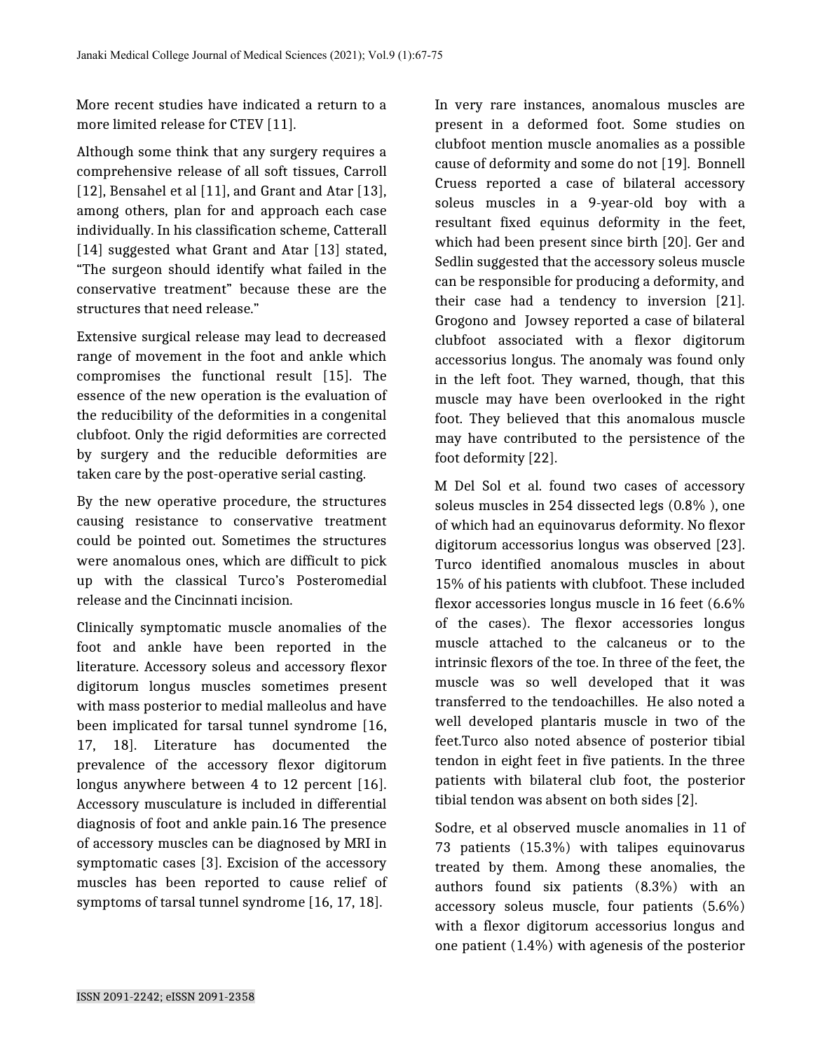More recent studies have indicated a return to a more limited release for CTEV [11].

Although some think that any surgery requires a comprehensive release of all soft tissues, Carroll [12], Bensahel et al [11], and Grant and Atar [13], among others, plan for and approach each case individually. In his classification scheme, Catterall [14] suggested what Grant and Atar [13] stated, "The surgeon should identify what failed in the conservative treatment" because these are the structures that need release."

Extensive surgical release may lead to decreased range of movement in the foot and ankle which compromises the functional result [15]. The essence of the new operation is the evaluation of the reducibility of the deformities in a congenital clubfoot. Only the rigid deformities are corrected by surgery and the reducible deformities are taken care by the post-operative serial casting.

By the new operative procedure, the structures causing resistance to conservative treatment could be pointed out. Sometimes the structures were anomalous ones, which are difficult to pick up with the classical Turco's Posteromedial release and the Cincinnati incision.

Clinically symptomatic muscle anomalies of the foot and ankle have been reported in the literature. Accessory soleus and accessory flexor digitorum longus muscles sometimes present with mass posterior to medial malleolus and have been implicated for tarsal tunnel syndrome [16, 17, 18]. Literature has documented the prevalence of the accessory flexor digitorum longus anywhere between 4 to 12 percent [16]. Accessory musculature is included in differential diagnosis of foot and ankle pain.16 The presence of accessory muscles can be diagnosed by MRI in symptomatic cases [3]. Excision of the accessory muscles has been reported to cause relief of symptoms of tarsal tunnel syndrome [16, 17, 18].

In very rare instances, anomalous muscles are present in a deformed foot. Some studies on clubfoot mention muscle anomalies as a possible cause of deformity and some do not [19]. Bonnell Cruess reported a case of bilateral accessory soleus muscles in a 9-year-old boy with a resultant fixed equinus deformity in the feet, which had been present since birth [20]. Ger and Sedlin suggested that the accessory soleus muscle can be responsible for producing a deformity, and their case had a tendency to inversion [21]. Grogono and Jowsey reported a case of bilateral clubfoot associated with a flexor digitorum accessorius longus. The anomaly was found only in the left foot. They warned, though, that this muscle may have been overlooked in the right foot. They believed that this anomalous muscle may have contributed to the persistence of the foot deformity [22].

M Del Sol et al. found two cases of accessory soleus muscles in 254 dissected legs (0.8% ), one of which had an equinovarus deformity. No flexor digitorum accessorius longus was observed [23]. Turco identified anomalous muscles in about 15% of his patients with clubfoot. These included flexor accessories longus muscle in 16 feet (6.6% of the cases). The flexor accessories longus muscle attached to the calcaneus or to the intrinsic flexors of the toe. In three of the feet, the muscle was so well developed that it was transferred to the tendoachilles. He also noted a well developed plantaris muscle in two of the feet.Turco also noted absence of posterior tibial tendon in eight feet in five patients. In the three patients with bilateral club foot, the posterior tibial tendon was absent on both sides [2].

Sodre, et al observed muscle anomalies in 11 of 73 patients (15.3%) with talipes equinovarus treated by them. Among these anomalies, the authors found six patients (8.3%) with an accessory soleus muscle, four patients (5.6%) with a flexor digitorum accessorius longus and one patient (1.4%) with agenesis of the posterior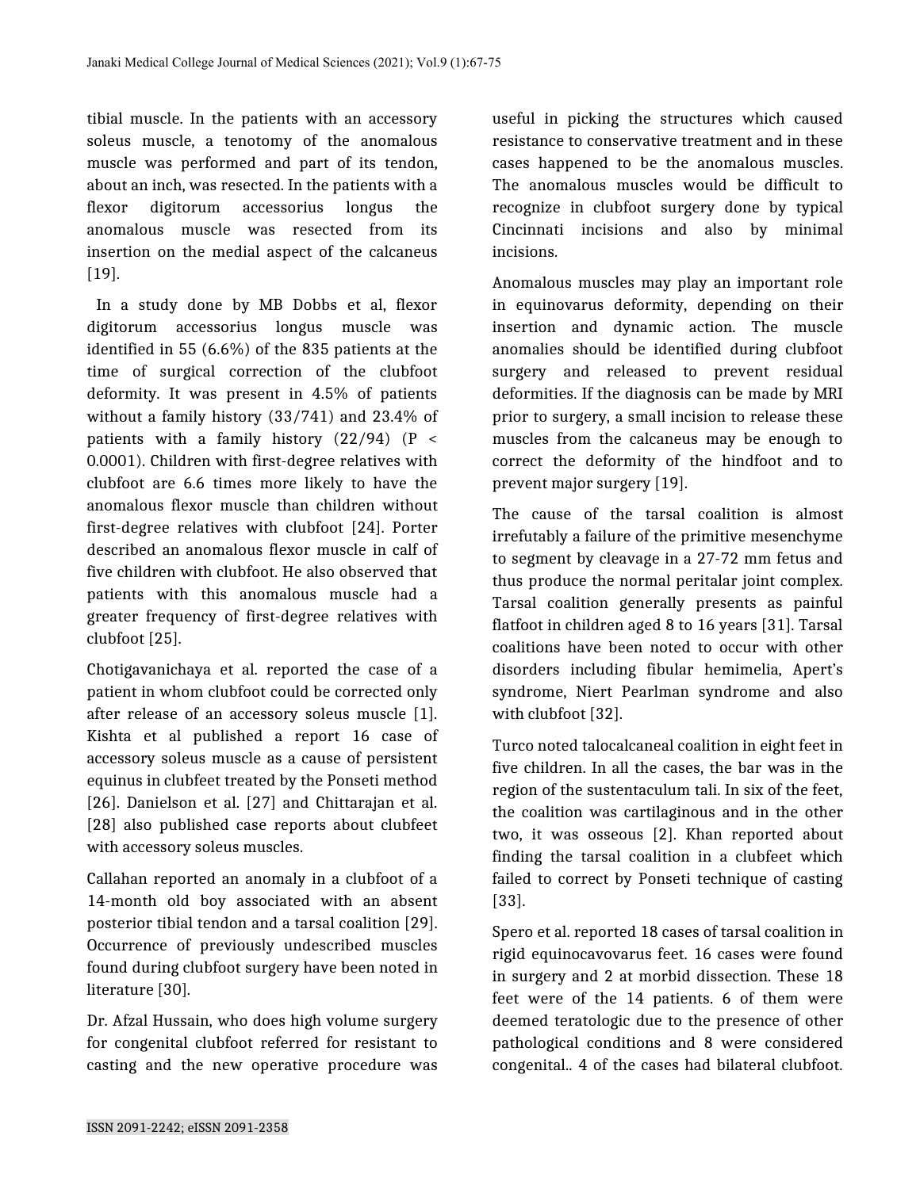tibial muscle. In the patients with an accessory soleus muscle, a tenotomy of the anomalous muscle was performed and part of its tendon, about an inch, was resected. In the patients with a flexor digitorum accessorius longus the anomalous muscle was resected from its insertion on the medial aspect of the calcaneus [19].

In a study done by MB Dobbs et al, flexor digitorum accessorius longus muscle was identified in 55 (6.6%) of the 835 patients at the time of surgical correction of the clubfoot deformity. It was present in 4.5% of patients without a family history (33/741) and 23.4% of patients with a family history (22/94) ($P < 0.0001$). Children with first-degree relatives with clubfoot are 6.6 times more likely to have the anomalous flexor muscle than children without first-degree relatives with clubfoot [24]. Porter described an anomalous flexor muscle in calf of five children with clubfoot. He also observed that patients with this anomalous muscle had a greater frequency of first-degree relatives with clubfoot [25].

Chotigavanichaya et al. reported the case of a patient in whom clubfoot could be corrected only after release of an accessory soleus muscle [1]. Kishta et al published a report 16 case of accessory soleus muscle as a cause of persistent equinus in clubfeet treated by the Ponseti method [26]. Danielson et al. [27] and Chittarajan et al. [28] also published case reports about clubfeet with accessory soleus muscles.

Callahan reported an anomaly in a clubfoot of a 14-month old boy associated with an absent posterior tibial tendon and a tarsal coalition [29]. Occurrence of previously undescribed muscles found during clubfoot surgery have been noted in literature [30].

Dr. Afzal Hussain, who does high volume surgery for congenital clubfoot referred for resistant to casting and the new operative procedure was useful in picking the structures which caused resistance to conservative treatment and in these cases happened to be the anomalous muscles. The anomalous muscles would be difficult to recognize in clubfoot surgery done by typical Cincinnati incisions and also by minimal incisions.

Anomalous muscles may play an important role in equinovarus deformity, depending on their insertion and dynamic action. The muscle anomalies should be identified during clubfoot surgery and released to prevent residual deformities. If the diagnosis can be made by MRI prior to surgery, a small incision to release these muscles from the calcaneus may be enough to correct the deformity of the hindfoot and to prevent major surgery [19].

The cause of the tarsal coalition is almost irrefutably a failure of the primitive mesenchyme to segment by cleavage in a 27-72 mm fetus and thus produce the normal peritalar joint complex. Tarsal coalition generally presents as painful flatfoot in children aged 8 to 16 years [31]. Tarsal coalitions have been noted to occur with other disorders including fibular hemimelia, Apert's syndrome, Niert Pearlman syndrome and also with clubfoot [32].

Turco noted talocalcaneal coalition in eight feet in five children. In all the cases, the bar was in the region of the sustentaculum tali. In six of the feet, the coalition was cartilaginous and in the other two, it was osseous [2]. Khan reported about finding the tarsal coalition in a clubfeet which failed to correct by Ponseti technique of casting [33].

Spero et al. reported 18 cases of tarsal coalition in rigid equinocavovarus feet. 16 cases were found in surgery and 2 at morbid dissection. These 18 feet were of the 14 patients. 6 of them were deemed teratologic due to the presence of other pathological conditions and 8 were considered congenital.. 4 of the cases had bilateral clubfoot.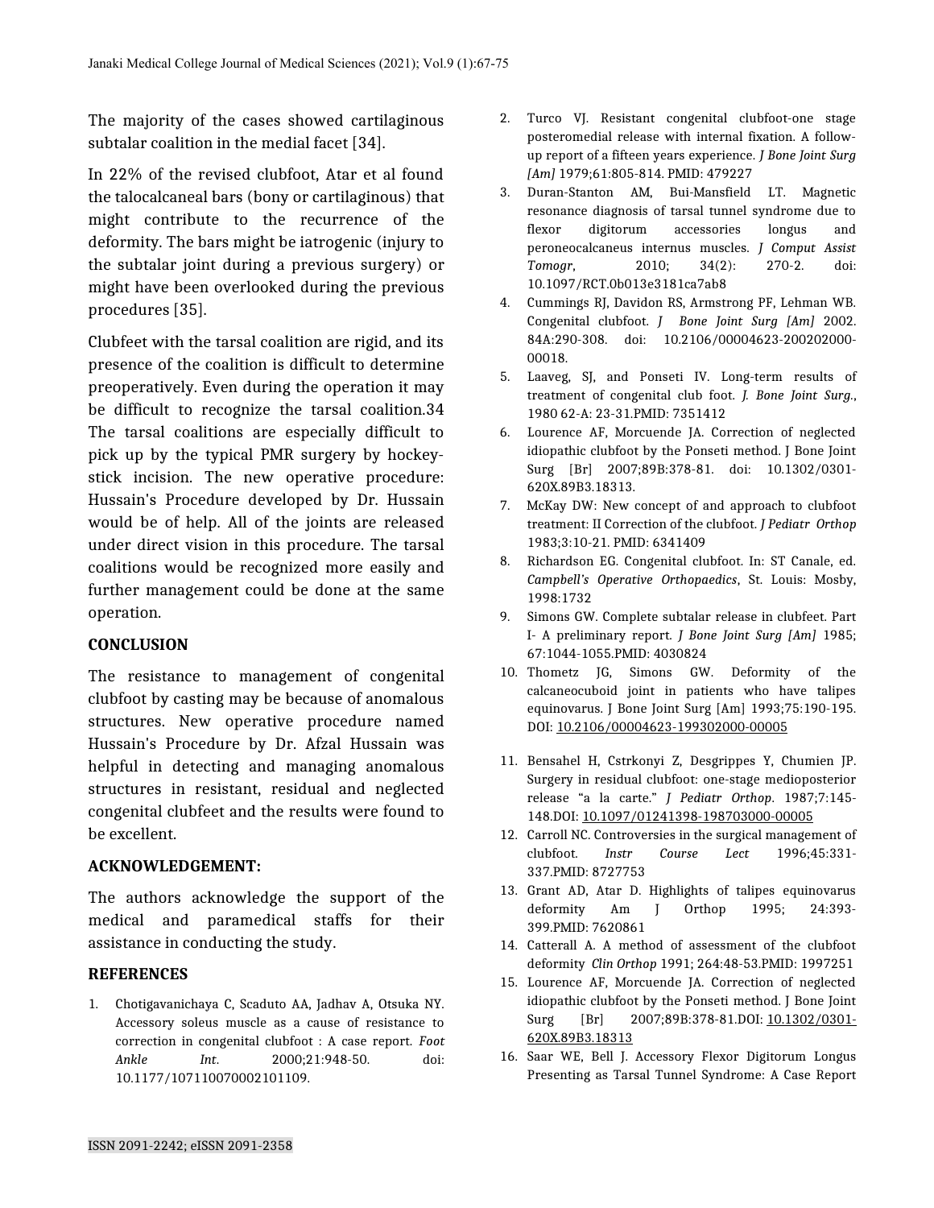The majority of the cases showed cartilaginous subtalar coalition in the medial facet [34].

In 22% of the revised clubfoot, Atar et al found the talocalcaneal bars (bony or cartilaginous) that might contribute to the recurrence of the deformity. The bars might be iatrogenic (injury to the subtalar joint during a previous surgery) or might have been overlooked during the previous procedures [35].

Clubfeet with the tarsal coalition are rigid, and its presence of the coalition is difficult to determine preoperatively. Even during the operation it may be difficult to recognize the tarsal coalition.34 The tarsal coalitions are especially difficult to pick up by the typical PMR surgery by hockey-stick incision. The new operative procedure: Hussain's Procedure developed by Dr. Hussain would be of help. All of the joints are released under direct vision in this procedure. The tarsal coalitions would be recognized more easily and further management could be done at the same operation.

## CONCLUSION

The resistance to management of congenital clubfoot by casting may be because of anomalous structures. New operative procedure named Hussain's Procedure by Dr. Afzal Hussain was helpful in detecting and managing anomalous structures in resistant, residual and neglected congenital clubfeet and the results were found to be excellent.

## ACKNOWLEDGEMENT:

The authors acknowledge the support of the medical and paramedical staffs for their assistance in conducting the study.

## REFERENCES

1. Chotigavanichaya C, Scaduto AA, Jadhav A, Otsuka NY. Accessory soleus muscle as a cause of resistance to correction in congenital clubfoot : A case report. *Foot Ankle Int*. 2000;21:948-50. doi: 10.1177/107110070002101109.
2. Turco VJ. Resistant congenital clubfoot-one stage posteromedial release with internal fixation. A follow-up report of a fifteen years experience. *J Bone Joint Surg [Am]* 1979;61:805-814. PMID: 479227
3. Duran-Stanton AM, Bui-Mansfield LT. Magnetic resonance diagnosis of tarsal tunnel syndrome due to flexor digitorum accessories longus and peroneocalcaneus internus muscles. *J Comput Assist Tomogr*, 2010; 34(2): 270-2. doi: 10.1097/RCT.0b013e3181ca7ab8
4. Cummings RJ, Davidon RS, Armstrong PF, Lehman WB. Congenital clubfoot. *J Bone Joint Surg [Am]* 2002. 84A:290-308. doi: 10.2106/00004623-200202000-00018.
5. Laaveg, SJ, and Ponseti IV. Long-term results of treatment of congenital club foot. *J. Bone Joint Surg.*, 1980 62-A: 23-31.PMID: 7351412
6. Lourence AF, Morcuende JA. Correction of neglected idiopathic clubfoot by the Ponseti method. J Bone Joint Surg [Br] 2007;89B:378-81. doi: 10.1302/0301-620X.89B3.18313.
7. McKay DW: New concept of and approach to clubfoot treatment: II Correction of the clubfoot. *J Pediatr Orthop* 1983;3:10-21. PMID: 6341409
8. Richardson EG. Congenital clubfoot. In: ST Canale, ed. *Campbell's Operative Orthopaedics*, St. Louis: Mosby, 1998:1732
9. Simons GW. Complete subtalar release in clubfeet. Part I- A preliminary report. *J Bone Joint Surg [Am]* 1985; 67:1044-1055.PMID: 4030824
10. Thometz JG, Simons GW. Deformity of the calcaneocuboid joint in patients who have talipes equinovarus. J Bone Joint Surg [Am] 1993;75:190-195. DOI: 10.2106/00004623-199302000-00005
11. Bensahel H, Cstrkonyi Z, Desgrippes Y, Chumien JP. Surgery in residual clubfoot: one-stage medioposterior release "a la carte." *J Pediatr Orthop*. 1987;7:145-148.DOI: 10.1097/01241398-198703000-00005
12. Carroll NC. Controversies in the surgical management of clubfoot. *Instr Course Lect* 1996;45:331-337.PMID: 8727753
13. Grant AD, Atar D. Highlights of talipes equinovarus deformity Am J Orthop 1995; 24:393-399.PMID: 7620861
14. Catterall A. A method of assessment of the clubfoot deformity *Clin Orthop* 1991; 264:48-53.PMID: 1997251
15. Lourence AF, Morcuende JA. Correction of neglected idiopathic clubfoot by the Ponseti method. J Bone Joint Surg [Br] 2007;89B:378-81.DOI: 10.1302/0301-620X.89B3.18313
16. Saar WE, Bell J. Accessory Flexor Digitorum Longus Presenting as Tarsal Tunnel Syndrome: A Case Report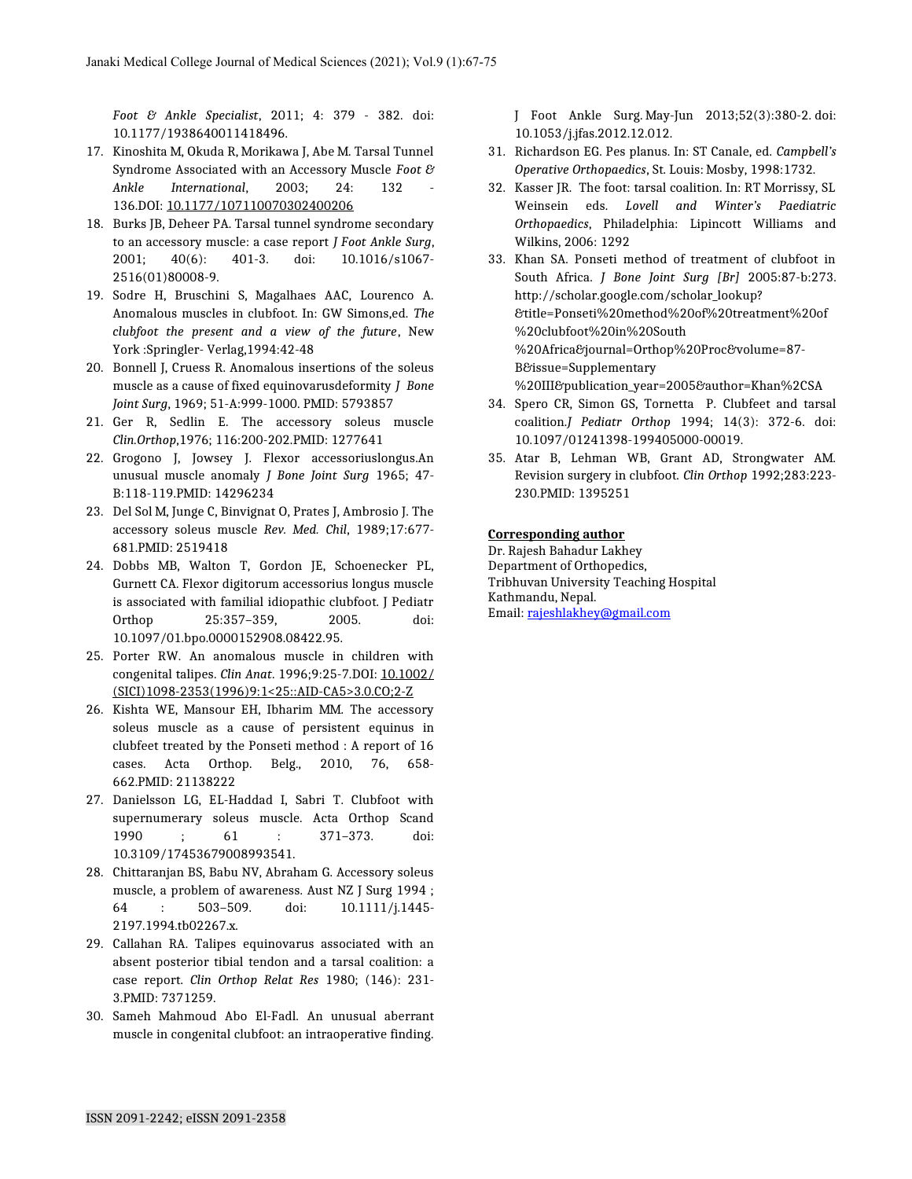*Foot & Ankle Specialist*, 2011; 4: 379 - 382. doi: 10.1177/1938640011418496.

17. Kinoshita M, Okuda R, Morikawa J, Abe M. Tarsal Tunnel Syndrome Associated with an Accessory Muscle *Foot & Ankle International*, 2003; 24: 132 - 136.DOI: 10.1177/107110070302400206
18. Burks JB, Deheer PA. Tarsal tunnel syndrome secondary to an accessory muscle: a case report *J Foot Ankle Surg*, 2001; 40(6): 401-3. doi: 10.1016/s1067-2516(01)80008-9.
19. Sodre H, Bruschini S, Magalhaes AAC, Lourenco A. Anomalous muscles in clubfoot. In: GW Simons,ed. *The clubfoot the present and a view of the future*, New York :Springler- Verlag,1994:42-48
20. Bonnell J, Cruess R. Anomalous insertions of the soleus muscle as a cause of fixed equinovarusdeformity *J Bone Joint Surg*, 1969; 51-A:999-1000. PMID: 5793857
21. Ger R, Sedlin E. The accessory soleus muscle *Clin.Orthop*,1976; 116:200-202.PMID: 1277641
22. Grogono J, Jowsey J. Flexor accessoriuslongus.An unusual muscle anomaly *J Bone Joint Surg* 1965; 47-B:118-119.PMID: 14296234
23. Del Sol M, Junge C, Binvignat O, Prates J, Ambrosio J. The accessory soleus muscle *Rev. Med. Chil*, 1989;17:677-681.PMID: 2519418
24. Dobbs MB, Walton T, Gordon JE, Schoenecker PL, Gurnett CA. Flexor digitorum accessorius longus muscle is associated with familial idiopathic clubfoot. J Pediatr Orthop 25:357–359, 2005. doi: 10.1097/01.bpo.0000152908.08422.95.
25. Porter RW. An anomalous muscle in children with congenital talipes. *Clin Anat*. 1996;9:25-7.DOI: 10.1002/(SICI)1098-2353(1996)9:1<25::AID-CA5>3.0.CO;2-Z
26. Kishta WE, Mansour EH, Ibharim MM. The accessory soleus muscle as a cause of persistent equinus in clubfeet treated by the Ponseti method : A report of 16 cases. Acta Orthop. Belg., 2010, 76, 658-662.PMID: 21138222
27. Danielsson LG, EL-Haddad I, Sabri T. Clubfoot with supernumerary soleus muscle. Acta Orthop Scand 1990 ; 61 : 371–373. doi: 10.3109/17453679008993541.
28. Chittaranjan BS, Babu NV, Abraham G. Accessory soleus muscle, a problem of awareness. Aust NZ J Surg 1994 ; 64 : 503–509. doi: 10.1111/j.1445-2197.1994.tb02267.x.
29. Callahan RA. Talipes equinovarus associated with an absent posterior tibial tendon and a tarsal coalition: a case report. *Clin Orthop Relat Res* 1980; (146): 231-3.PMID: 7371259.
30. Sameh Mahmoud Abo El-Fadl. An unusual aberrant muscle in congenital clubfoot: an intraoperative finding. J Foot Ankle Surg. May-Jun 2013;52(3):380-2. doi: 10.1053/j.jfas.2012.12.012.
31. Richardson EG. Pes planus. In: ST Canale, ed. *Campbell's Operative Orthopaedics*, St. Louis: Mosby, 1998:1732.
32. Kasser JR. The foot: tarsal coalition. In: RT Morrissy, SL Weinsein eds. *Lovell and Winter's Paediatric Orthopaedics*, Philadelphia: Lipincott Williams and Wilkins, 2006: 1292
33. Khan SA. Ponseti method of treatment of clubfoot in South Africa. *J Bone Joint Surg [Br]* 2005:87-b:273. http://scholar.google.com/scholar_lookup?&title=Ponseti%20method%20of%20treatment%20of%20clubfoot%20in%20South%20Africa&journal=Orthop%20Proc&volume=87-B&issue=Supplementary%20III&publication_year=2005&author=Khan%2CSA
34. Spero CR, Simon GS, Tornetta P. Clubfeet and tarsal coalition.*J Pediatr Orthop* 1994; 14(3): 372-6. doi: 10.1097/01241398-199405000-00019.
35. Atar B, Lehman WB, Grant AD, Strongwater AM. Revision surgery in clubfoot. *Clin Orthop* 1992;283:223-230.PMID: 1395251

**Corresponding author**

Dr. Rajesh Bahadur Lakhey
Department of Orthopedics,
Tribhuvan University Teaching Hospital
Kathmandu, Nepal.
Email: rajeshlakhey@gmail.com